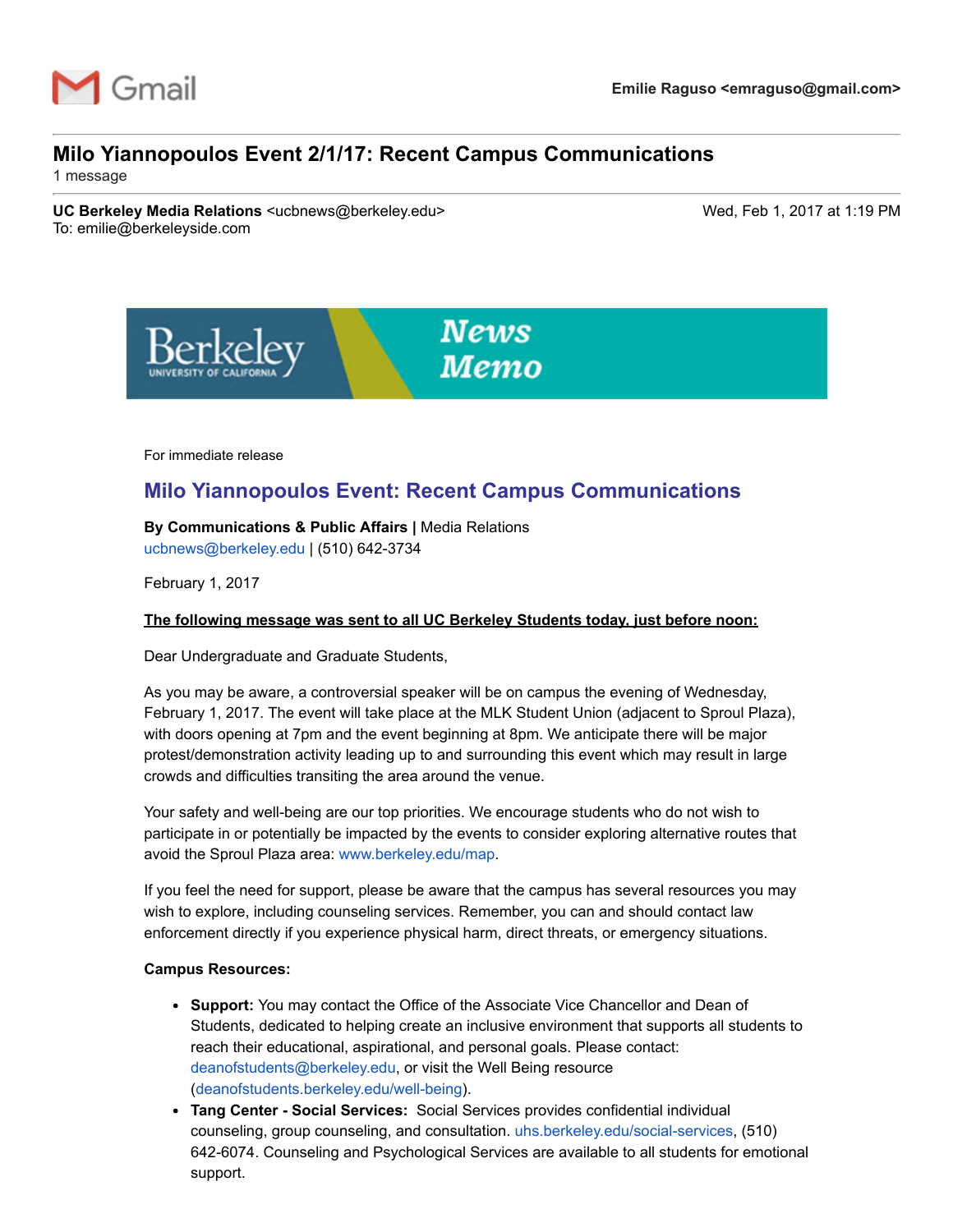Gmail

**Emilie Raguso <emraguso@gmail.com>**

# Milo Yiannopoulos Event 2/1/17: Recent Campus Communications

1 message

**UC Berkeley Media Relations** <ucbnews@berkeley.edu>
To: emilie@berkeleyside.com

Wed, Feb 1, 2017 at 1:19 PM

Berkeley UNIVERSITY OF CALIFORNIA *News Memo*

For immediate release

## Milo Yiannopoulos Event: Recent Campus Communications

**By Communications & Public Affairs |** Media Relations
ucbnews@berkeley.edu | (510) 642-3734

February 1, 2017

**The following message was sent to all UC Berkeley Students today, just before noon:**

Dear Undergraduate and Graduate Students,

As you may be aware, a controversial speaker will be on campus the evening of Wednesday, February 1, 2017. The event will take place at the MLK Student Union (adjacent to Sproul Plaza), with doors opening at 7pm and the event beginning at 8pm. We anticipate there will be major protest/demonstration activity leading up to and surrounding this event which may result in large crowds and difficulties transiting the area around the venue.

Your safety and well-being are our top priorities. We encourage students who do not wish to participate in or potentially be impacted by the events to consider exploring alternative routes that avoid the Sproul Plaza area: www.berkeley.edu/map.

If you feel the need for support, please be aware that the campus has several resources you may wish to explore, including counseling services. Remember, you can and should contact law enforcement directly if you experience physical harm, direct threats, or emergency situations.

**Campus Resources:**

- **Support:** You may contact the Office of the Associate Vice Chancellor and Dean of Students, dedicated to helping create an inclusive environment that supports all students to reach their educational, aspirational, and personal goals. Please contact: deanofstudents@berkeley.edu, or visit the Well Being resource (deanofstudents.berkeley.edu/well-being).
- **Tang Center - Social Services:** Social Services provides confidential individual counseling, group counseling, and consultation. uhs.berkeley.edu/social-services, (510) 642-6074. Counseling and Psychological Services are available to all students for emotional support.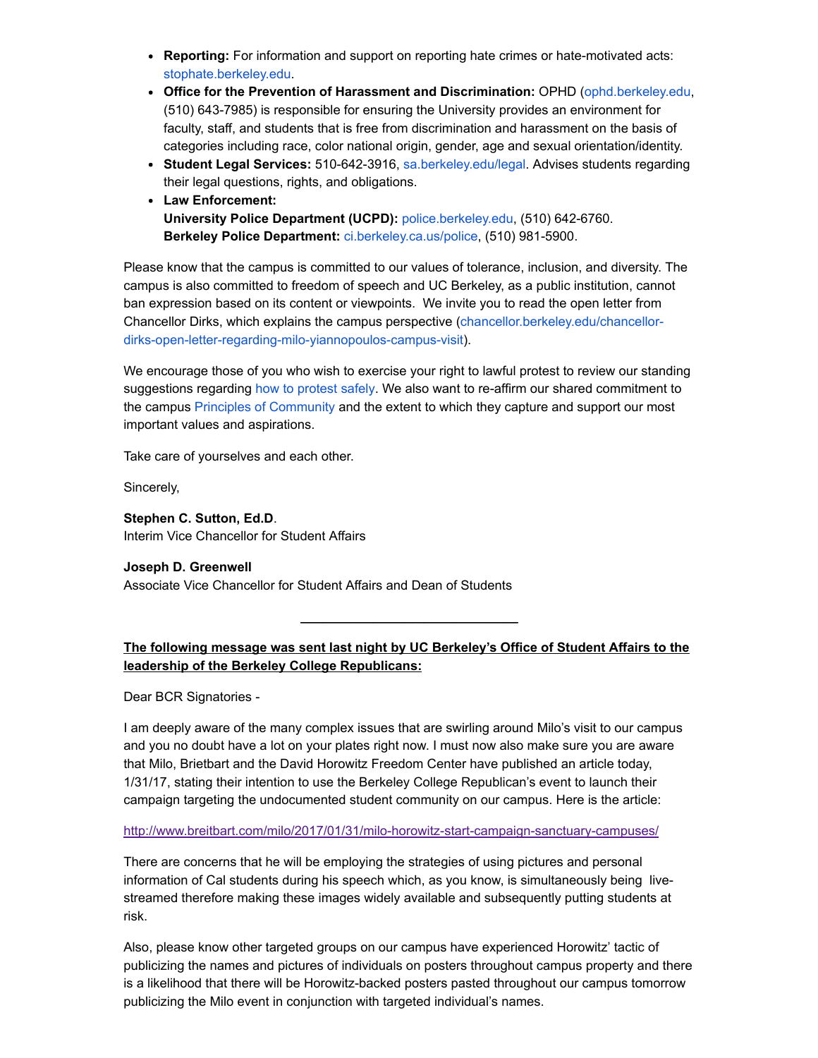- **Reporting:** For information and support on reporting hate crimes or hate-motivated acts: stophate.berkeley.edu.
- **Office for the Prevention of Harassment and Discrimination:** OPHD (ophd.berkeley.edu, (510) 643-7985) is responsible for ensuring the University provides an environment for faculty, staff, and students that is free from discrimination and harassment on the basis of categories including race, color national origin, gender, age and sexual orientation/identity.
- **Student Legal Services:** 510-642-3916, sa.berkeley.edu/legal. Advises students regarding their legal questions, rights, and obligations.
- **Law Enforcement:**
  **University Police Department (UCPD):** police.berkeley.edu, (510) 642-6760.
  **Berkeley Police Department:** ci.berkeley.ca.us/police, (510) 981-5900.

Please know that the campus is committed to our values of tolerance, inclusion, and diversity. The campus is also committed to freedom of speech and UC Berkeley, as a public institution, cannot ban expression based on its content or viewpoints. We invite you to read the open letter from Chancellor Dirks, which explains the campus perspective (chancellor.berkeley.edu/chancellor-dirks-open-letter-regarding-milo-yiannopoulos-campus-visit).

We encourage those of you who wish to exercise your right to lawful protest to review our standing suggestions regarding how to protest safely. We also want to re-affirm our shared commitment to the campus Principles of Community and the extent to which they capture and support our most important values and aspirations.

Take care of yourselves and each other.

Sincerely,

**Stephen C. Sutton, Ed.D**.
Interim Vice Chancellor for Student Affairs

**Joseph D. Greenwell**
Associate Vice Chancellor for Student Affairs and Dean of Students

---

**The following message was sent last night by UC Berkeley's Office of Student Affairs to the leadership of the Berkeley College Republicans:**

Dear BCR Signatories -

I am deeply aware of the many complex issues that are swirling around Milo's visit to our campus and you no doubt have a lot on your plates right now. I must now also make sure you are aware that Milo, Brietbart and the David Horowitz Freedom Center have published an article today, 1/31/17, stating their intention to use the Berkeley College Republican's event to launch their campaign targeting the undocumented student community on our campus. Here is the article:

http://www.breitbart.com/milo/2017/01/31/milo-horowitz-start-campaign-sanctuary-campuses/

There are concerns that he will be employing the strategies of using pictures and personal information of Cal students during his speech which, as you know, is simultaneously being live-streamed therefore making these images widely available and subsequently putting students at risk.

Also, please know other targeted groups on our campus have experienced Horowitz' tactic of publicizing the names and pictures of individuals on posters throughout campus property and there is a likelihood that there will be Horowitz-backed posters pasted throughout our campus tomorrow publicizing the Milo event in conjunction with targeted individual's names.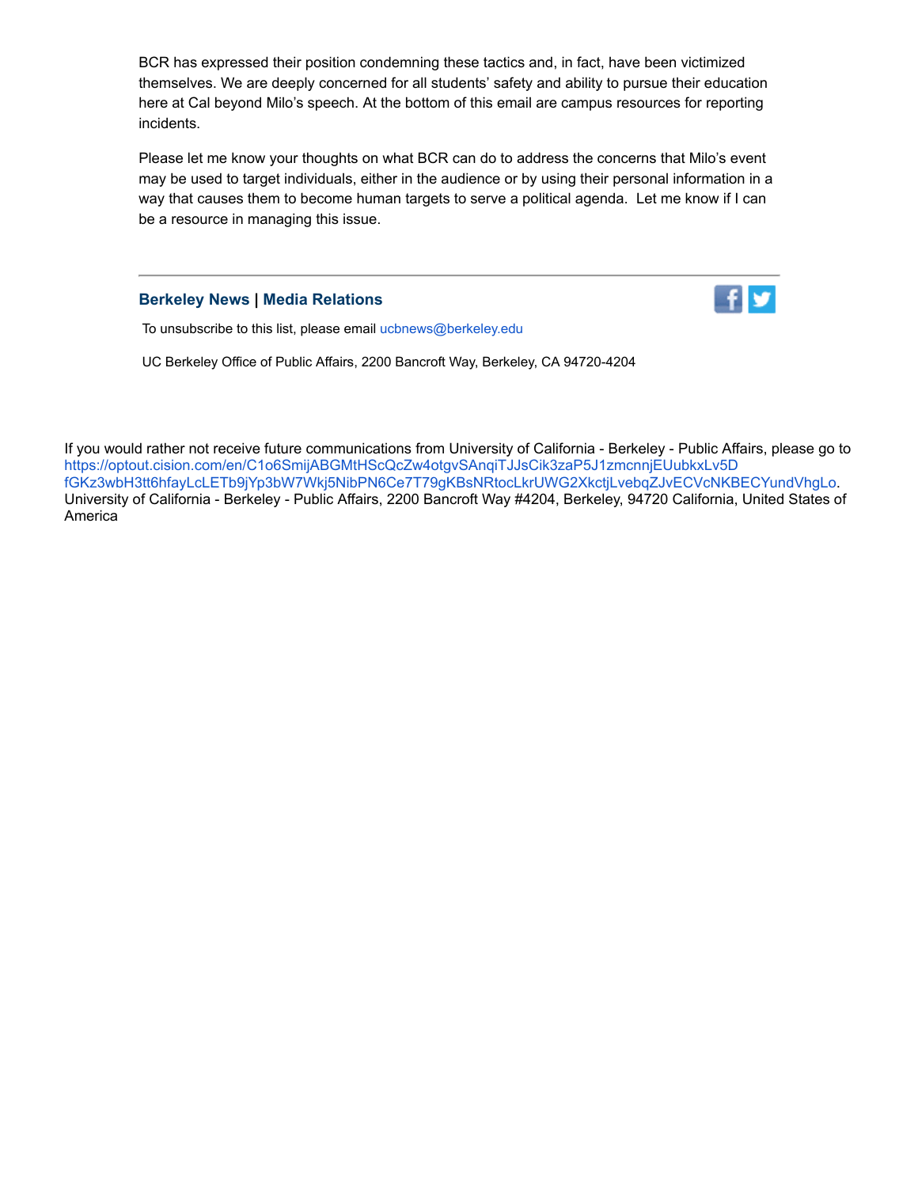BCR has expressed their position condemning these tactics and, in fact, have been victimized themselves. We are deeply concerned for all students' safety and ability to pursue their education here at Cal beyond Milo's speech. At the bottom of this email are campus resources for reporting incidents.

Please let me know your thoughts on what BCR can do to address the concerns that Milo's event may be used to target individuals, either in the audience or by using their personal information in a way that causes them to become human targets to serve a political agenda. Let me know if I can be a resource in managing this issue.

---

**Berkeley News | Media Relations**

To unsubscribe to this list, please email ucbnews@berkeley.edu

UC Berkeley Office of Public Affairs, 2200 Bancroft Way, Berkeley, CA 94720-4204

If you would rather not receive future communications from University of California - Berkeley - Public Affairs, please go to https://optout.cision.com/en/C1o6SmijABGMtHScQcZw4otgvSAnqiTJJsCik3zaP5J1zmcnnjEUubkxLv5DfGKz3wbH3tt6hfayLcLETb9jYp3bW7Wkj5NibPN6Ce7T79gKBsNRtocLkrUWG2XkctjLvebqZJvECVcNKBECYundVhgLo. University of California - Berkeley - Public Affairs, 2200 Bancroft Way #4204, Berkeley, 94720 California, United States of America